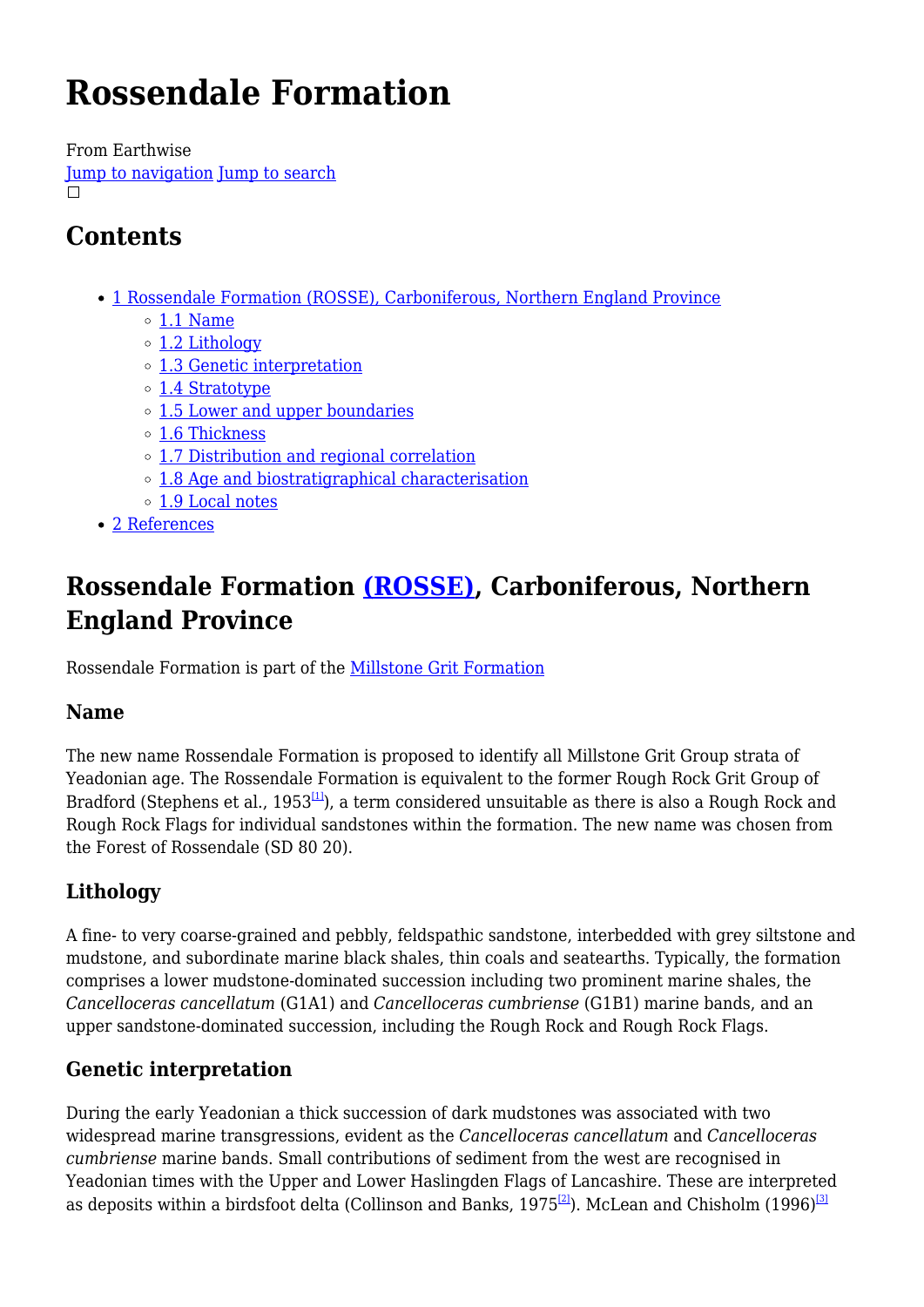# Rossendale Formation

From Earthwise
Jump to navigation Jump to search

## Contents

- 1 Rossendale Formation (ROSSE), Carboniferous, Northern England Province
    - 1.1 Name
    - 1.2 Lithology
    - 1.3 Genetic interpretation
    - 1.4 Stratotype
    - 1.5 Lower and upper boundaries
    - 1.6 Thickness
    - 1.7 Distribution and regional correlation
    - 1.8 Age and biostratigraphical characterisation
    - 1.9 Local notes
- 2 References

## Rossendale Formation (ROSSE), Carboniferous, Northern England Province

Rossendale Formation is part of the Millstone Grit Formation

### Name

The new name Rossendale Formation is proposed to identify all Millstone Grit Group strata of Yeadonian age. The Rossendale Formation is equivalent to the former Rough Rock Grit Group of Bradford (Stephens et al., 1953[1]), a term considered unsuitable as there is also a Rough Rock and Rough Rock Flags for individual sandstones within the formation. The new name was chosen from the Forest of Rossendale (SD 80 20).

### Lithology

A fine- to very coarse-grained and pebbly, feldspathic sandstone, interbedded with grey siltstone and mudstone, and subordinate marine black shales, thin coals and seatearths. Typically, the formation comprises a lower mudstone-dominated succession including two prominent marine shales, the *Cancelloceras cancellatum* (G1A1) and *Cancelloceras cumbriense* (G1B1) marine bands, and an upper sandstone-dominated succession, including the Rough Rock and Rough Rock Flags.

### Genetic interpretation

During the early Yeadonian a thick succession of dark mudstones was associated with two widespread marine transgressions, evident as the *Cancelloceras cancellatum* and *Cancelloceras cumbriense* marine bands. Small contributions of sediment from the west are recognised in Yeadonian times with the Upper and Lower Haslingden Flags of Lancashire. These are interpreted as deposits within a birdsfoot delta (Collinson and Banks, 1975[2]). McLean and Chisholm (1996)[3]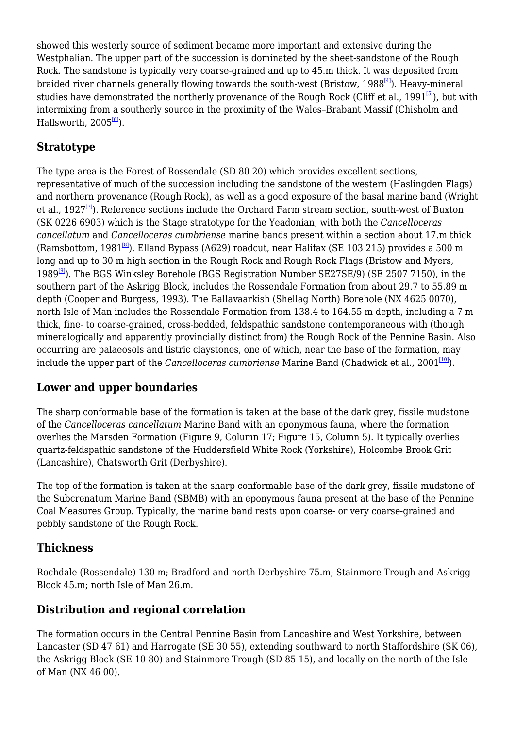showed this westerly source of sediment became more important and extensive during the Westphalian. The upper part of the succession is dominated by the sheet-sandstone of the Rough Rock. The sandstone is typically very coarse-grained and up to 45.m thick. It was deposited from braided river channels generally flowing towards the south-west (Bristow, 1988[4]). Heavy-mineral studies have demonstrated the northerly provenance of the Rough Rock (Cliff et al., 1991[5]), but with intermixing from a southerly source in the proximity of the Wales–Brabant Massif (Chisholm and Hallsworth, 2005[6]).

## Stratotype

The type area is the Forest of Rossendale (SD 80 20) which provides excellent sections, representative of much of the succession including the sandstone of the western (Haslingden Flags) and northern provenance (Rough Rock), as well as a good exposure of the basal marine band (Wright et al., 1927[7]). Reference sections include the Orchard Farm stream section, south-west of Buxton (SK 0226 6903) which is the Stage stratotype for the Yeadonian, with both the *Cancelloceras cancellatum* and *Cancelloceras cumbriense* marine bands present within a section about 17.m thick (Ramsbottom, 1981[8]). Elland Bypass (A629) roadcut, near Halifax (SE 103 215) provides a 500 m long and up to 30 m high section in the Rough Rock and Rough Rock Flags (Bristow and Myers, 1989[9]). The BGS Winksley Borehole (BGS Registration Number SE27SE/9) (SE 2507 7150), in the southern part of the Askrigg Block, includes the Rossendale Formation from about 29.7 to 55.89 m depth (Cooper and Burgess, 1993). The Ballavaarkish (Shellag North) Borehole (NX 4625 0070), north Isle of Man includes the Rossendale Formation from 138.4 to 164.55 m depth, including a 7 m thick, fine- to coarse-grained, cross-bedded, feldspathic sandstone contemporaneous with (though mineralogically and apparently provincially distinct from) the Rough Rock of the Pennine Basin. Also occurring are palaeosols and listric claystones, one of which, near the base of the formation, may include the upper part of the *Cancelloceras cumbriense* Marine Band (Chadwick et al., 2001[10]).

## Lower and upper boundaries

The sharp conformable base of the formation is taken at the base of the dark grey, fissile mudstone of the *Cancelloceras cancellatum* Marine Band with an eponymous fauna, where the formation overlies the Marsden Formation (Figure 9, Column 17; Figure 15, Column 5). It typically overlies quartz-feldspathic sandstone of the Huddersfield White Rock (Yorkshire), Holcombe Brook Grit (Lancashire), Chatsworth Grit (Derbyshire).

The top of the formation is taken at the sharp conformable base of the dark grey, fissile mudstone of the Subcrenatum Marine Band (SBMB) with an eponymous fauna present at the base of the Pennine Coal Measures Group. Typically, the marine band rests upon coarse- or very coarse-grained and pebbly sandstone of the Rough Rock.

## Thickness

Rochdale (Rossendale) 130 m; Bradford and north Derbyshire 75.m; Stainmore Trough and Askrigg Block 45.m; north Isle of Man 26.m.

## Distribution and regional correlation

The formation occurs in the Central Pennine Basin from Lancashire and West Yorkshire, between Lancaster (SD 47 61) and Harrogate (SE 30 55), extending southward to north Staffordshire (SK 06), the Askrigg Block (SE 10 80) and Stainmore Trough (SD 85 15), and locally on the north of the Isle of Man (NX 46 00).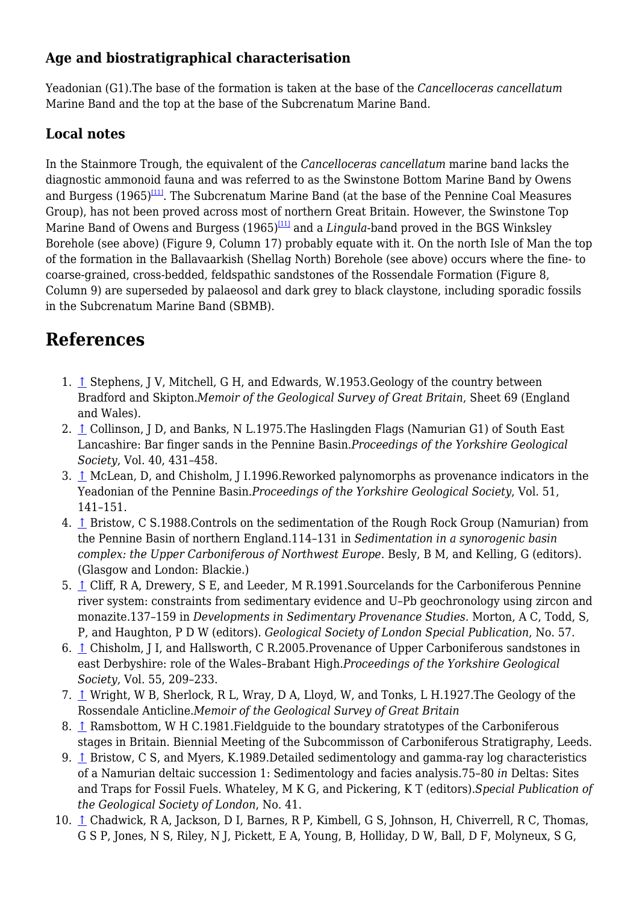### Age and biostratigraphical characterisation

Yeadonian (G1).The base of the formation is taken at the base of the *Cancelloceras cancellatum* Marine Band and the top at the base of the Subcrenatum Marine Band.

### Local notes

In the Stainmore Trough, the equivalent of the *Cancelloceras cancellatum* marine band lacks the diagnostic ammonoid fauna and was referred to as the Swinstone Bottom Marine Band by Owens and Burgess (1965)[11]. The Subcrenatum Marine Band (at the base of the Pennine Coal Measures Group), has not been proved across most of northern Great Britain. However, the Swinstone Top Marine Band of Owens and Burgess (1965)[11] and a *Lingula*-band proved in the BGS Winksley Borehole (see above) (Figure 9, Column 17) probably equate with it. On the north Isle of Man the top of the formation in the Ballavaarkish (Shellag North) Borehole (see above) occurs where the fine- to coarse-grained, cross-bedded, feldspathic sandstones of the Rossendale Formation (Figure 8, Column 9) are superseded by palaeosol and dark grey to black claystone, including sporadic fossils in the Subcrenatum Marine Band (SBMB).

## References

1. ↑ Stephens, J V, Mitchell, G H, and Edwards, W.1953.Geology of the country between Bradford and Skipton.*Memoir of the Geological Survey of Great Britain*, Sheet 69 (England and Wales).
2. ↑ Collinson, J D, and Banks, N L.1975.The Haslingden Flags (Namurian G1) of South East Lancashire: Bar finger sands in the Pennine Basin.*Proceedings of the Yorkshire Geological Society*, Vol. 40, 431–458.
3. ↑ McLean, D, and Chisholm, J I.1996.Reworked palynomorphs as provenance indicators in the Yeadonian of the Pennine Basin.*Proceedings of the Yorkshire Geological Society*, Vol. 51, 141–151.
4. ↑ Bristow, C S.1988.Controls on the sedimentation of the Rough Rock Group (Namurian) from the Pennine Basin of northern England.114–131 in *Sedimentation in a synorogenic basin complex: the Upper Carboniferous of Northwest Europe*. Besly, B M, and Kelling, G (editors). (Glasgow and London: Blackie.)
5. ↑ Cliff, R A, Drewery, S E, and Leeder, M R.1991.Sourcelands for the Carboniferous Pennine river system: constraints from sedimentary evidence and U–Pb geochronology using zircon and monazite.137–159 in *Developments in Sedimentary Provenance Studies*. Morton, A C, Todd, S, P, and Haughton, P D W (editors). *Geological Society of London Special Publication*, No. 57.
6. ↑ Chisholm, J I, and Hallsworth, C R.2005.Provenance of Upper Carboniferous sandstones in east Derbyshire: role of the Wales–Brabant High.*Proceedings of the Yorkshire Geological Society*, Vol. 55, 209–233.
7. ↑ Wright, W B, Sherlock, R L, Wray, D A, Lloyd, W, and Tonks, L H.1927.The Geology of the Rossendale Anticline.*Memoir of the Geological Survey of Great Britain*
8. ↑ Ramsbottom, W H C.1981.Fieldguide to the boundary stratotypes of the Carboniferous stages in Britain. Biennial Meeting of the Subcommisson of Carboniferous Stratigraphy, Leeds.
9. ↑ Bristow, C S, and Myers, K.1989.Detailed sedimentology and gamma-ray log characteristics of a Namurian deltaic succession 1: Sedimentology and facies analysis.75–80 *in* Deltas: Sites and Traps for Fossil Fuels. Whateley, M K G, and Pickering, K T (editors).*Special Publication of the Geological Society of London*, No. 41.
10. ↑ Chadwick, R A, Jackson, D I, Barnes, R P, Kimbell, G S, Johnson, H, Chiverrell, R C, Thomas, G S P, Jones, N S, Riley, N J, Pickett, E A, Young, B, Holliday, D W, Ball, D F, Molyneux, S G,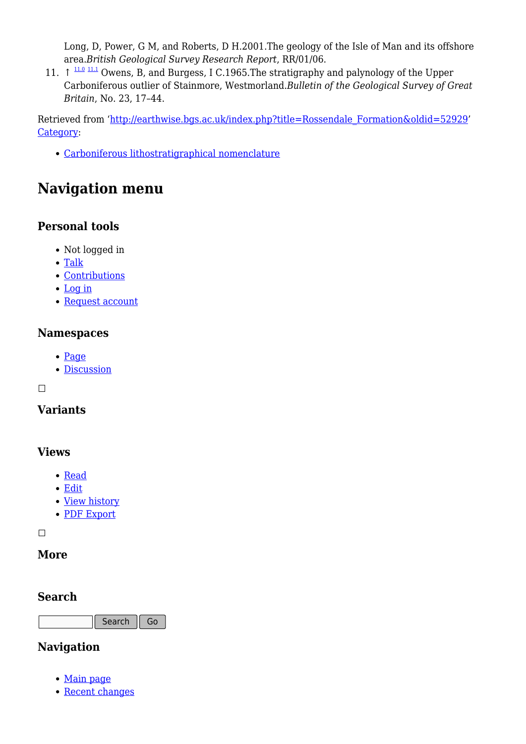Long, D, Power, G M, and Roberts, D H.2001.The geology of the Isle of Man and its offshore area.*British Geological Survey Research Report*, RR/01/06.

11. ↑ [11.0] [11.1] Owens, B, and Burgess, I C.1965.The stratigraphy and palynology of the Upper Carboniferous outlier of Stainmore, Westmorland.*Bulletin of the Geological Survey of Great Britain*, No. 23, 17–44.

Retrieved from 'http://earthwise.bgs.ac.uk/index.php?title=Rossendale_Formation&oldid=52929'
Category:

- Carboniferous lithostratigraphical nomenclature

# Navigation menu

### Personal tools

- Not logged in
- Talk
- Contributions
- Log in
- Request account

### Namespaces

- Page
- Discussion

### Variants

### Views

- Read
- Edit
- View history
- PDF Export

### More

### Search

Search Go

### Navigation

- Main page
- Recent changes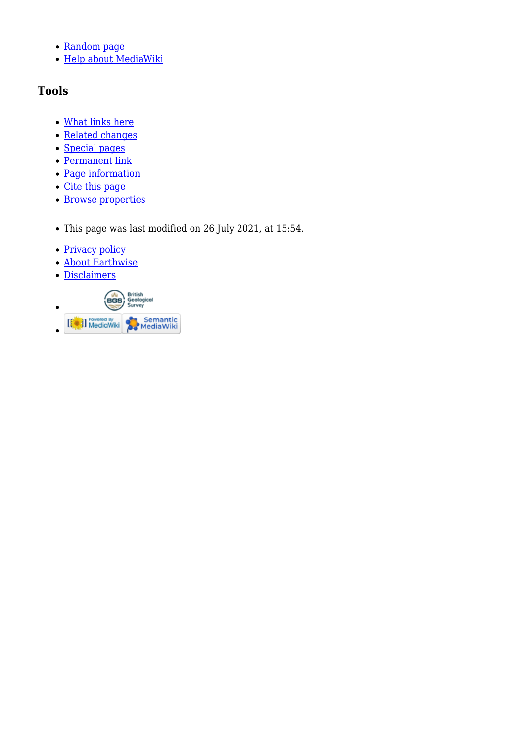- Random page
- Help about MediaWiki

## Tools

- What links here
- Related changes
- Special pages
- Permanent link
- Page information
- Cite this page
- Browse properties

- This page was last modified on 26 July 2021, at 15:54.

- Privacy policy
- About Earthwise
- Disclaimers